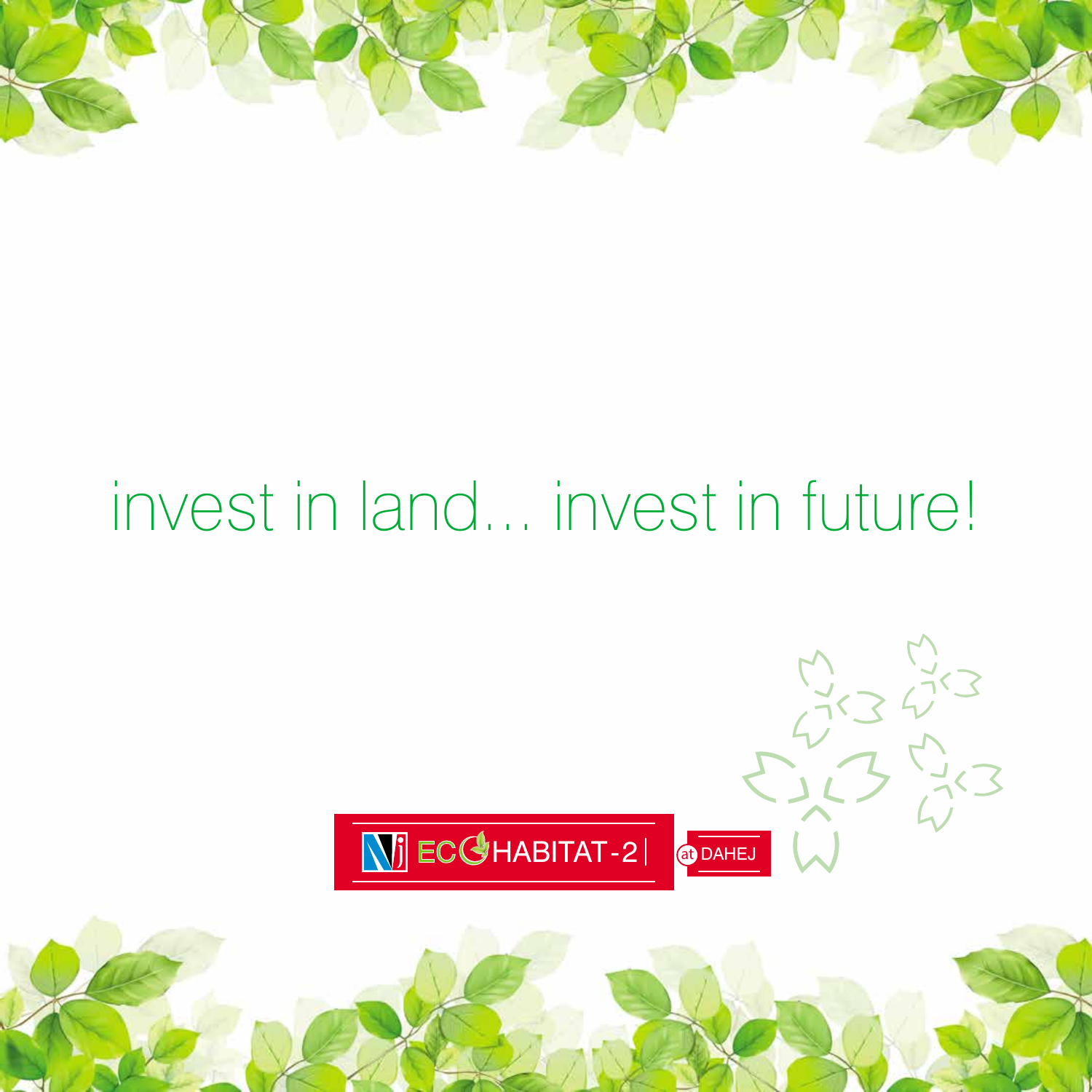invest in land... invest in future!

NJ ECO HABITAT-2 | at DAHEJ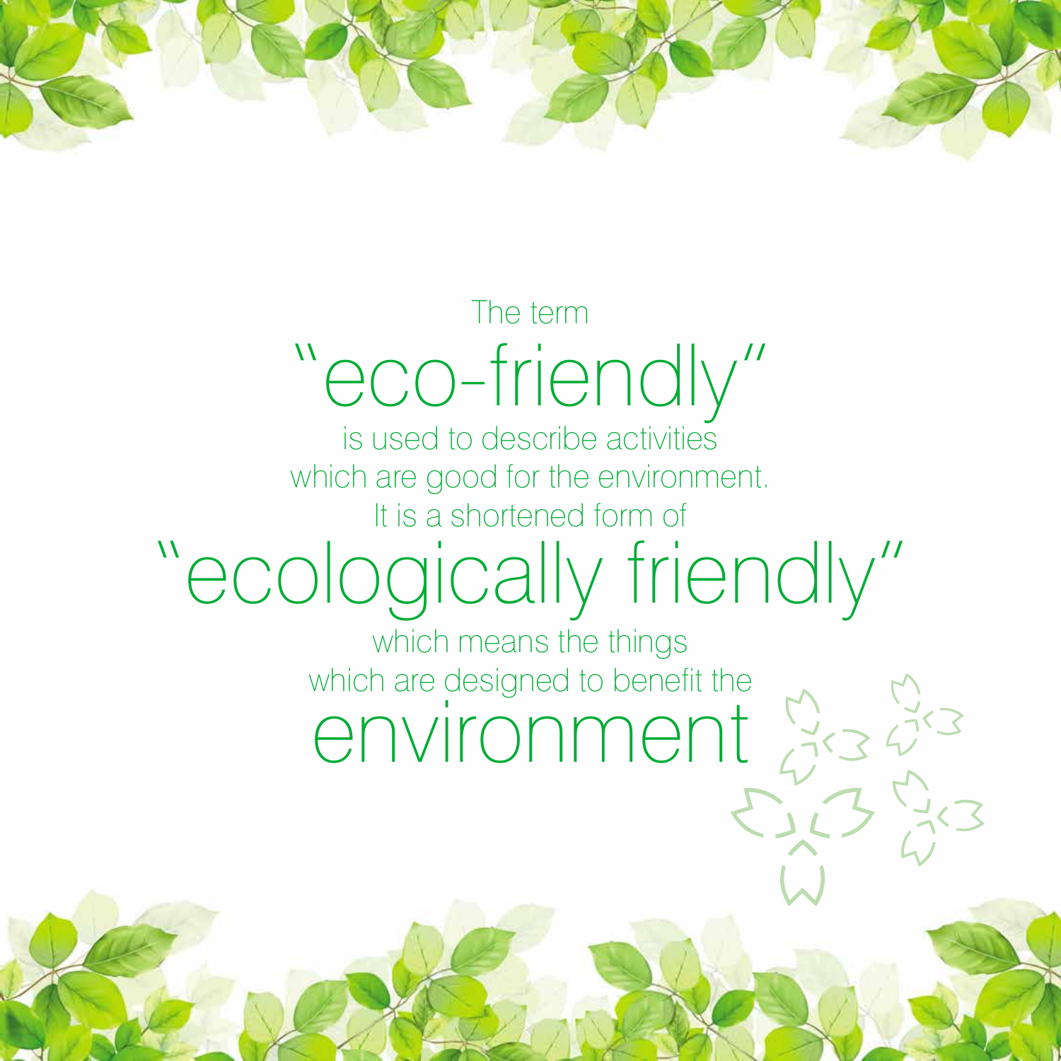The term

"eco-friendly"

is used to describe activities
which are good for the environment.
It is a shortened form of

"ecologically friendly"

which means the things
which are designed to benefit the

environment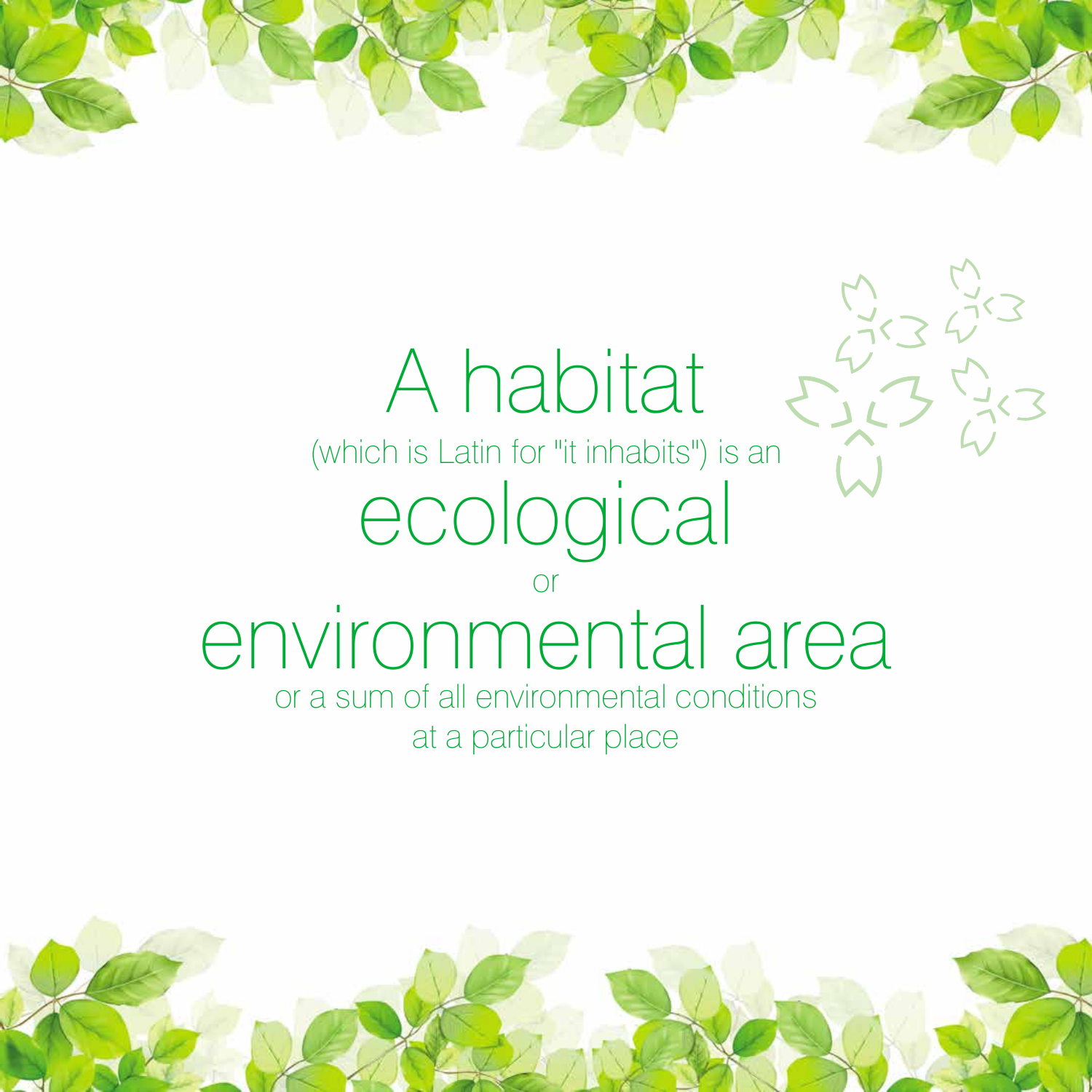# A habitat

(which is Latin for "it inhabits") is an

## ecological

or

## environmental area

or a sum of all environmental conditions at a particular place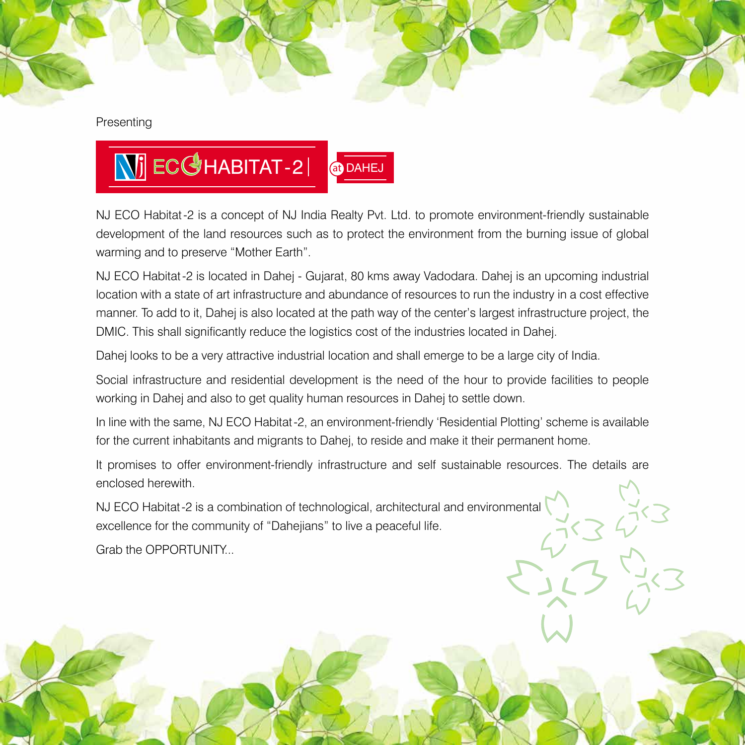Presenting

# NJ ECO HABITAT-2 | at DAHEJ

NJ ECO Habitat-2 is a concept of NJ India Realty Pvt. Ltd. to promote environment-friendly sustainable development of the land resources such as to protect the environment from the burning issue of global warming and to preserve "Mother Earth".

NJ ECO Habitat-2 is located in Dahej - Gujarat, 80 kms away Vadodara. Dahej is an upcoming industrial location with a state of art infrastructure and abundance of resources to run the industry in a cost effective manner. To add to it, Dahej is also located at the path way of the center's largest infrastructure project, the DMIC. This shall significantly reduce the logistics cost of the industries located in Dahej.

Dahej looks to be a very attractive industrial location and shall emerge to be a large city of India.

Social infrastructure and residential development is the need of the hour to provide facilities to people working in Dahej and also to get quality human resources in Dahej to settle down.

In line with the same, NJ ECO Habitat-2, an environment-friendly 'Residential Plotting' scheme is available for the current inhabitants and migrants to Dahej, to reside and make it their permanent home.

It promises to offer environment-friendly infrastructure and self sustainable resources. The details are enclosed herewith.

NJ ECO Habitat-2 is a combination of technological, architectural and environmental excellence for the community of "Dahejians" to live a peaceful life.

Grab the OPPORTUNITY...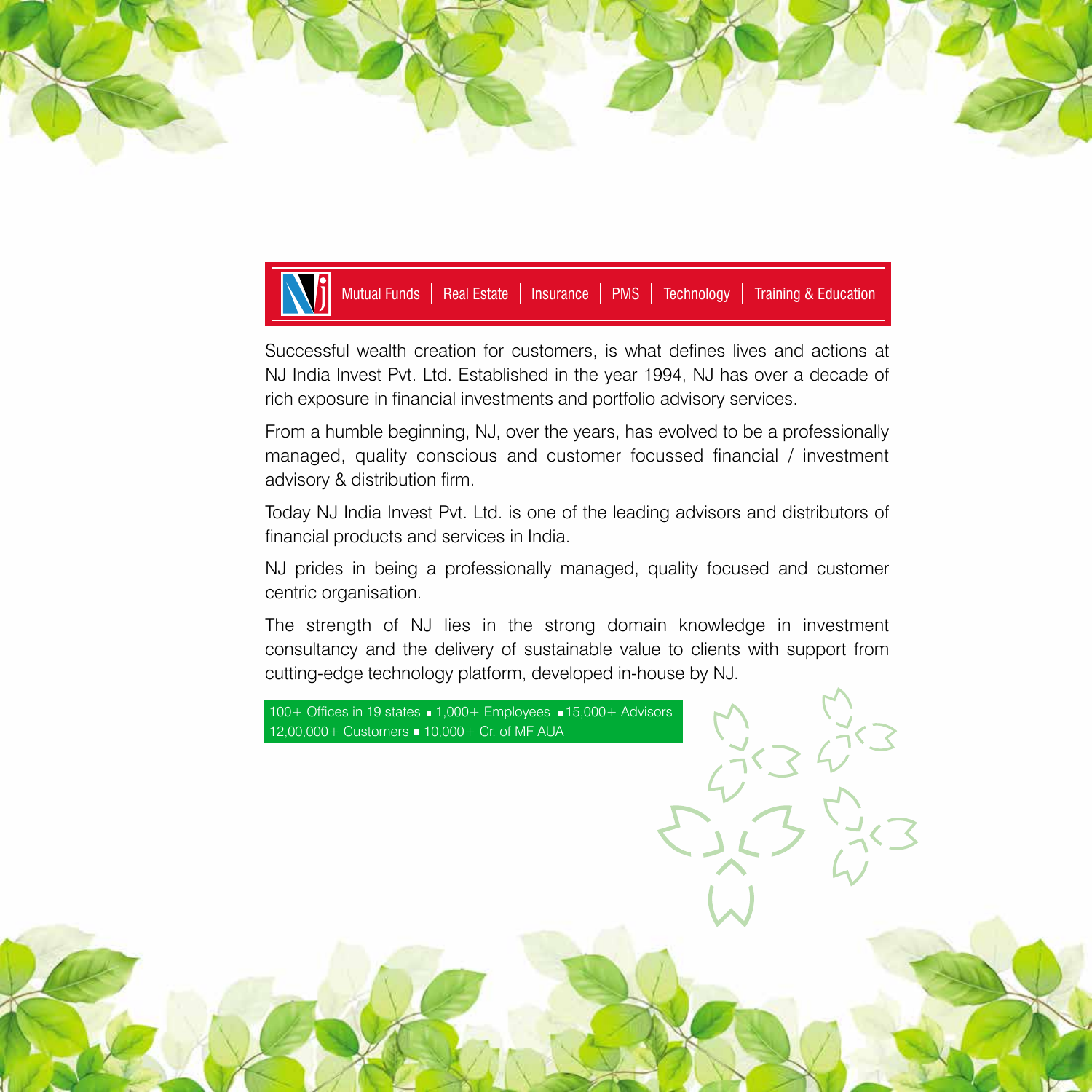Mutual Funds | Real Estate | Insurance | PMS | Technology | Training & Education

Successful wealth creation for customers, is what defines lives and actions at NJ India Invest Pvt. Ltd. Established in the year 1994, NJ has over a decade of rich exposure in financial investments and portfolio advisory services.

From a humble beginning, NJ, over the years, has evolved to be a professionally managed, quality conscious and customer focussed financial / investment advisory & distribution firm.

Today NJ India Invest Pvt. Ltd. is one of the leading advisors and distributors of financial products and services in India.

NJ prides in being a professionally managed, quality focused and customer centric organisation.

The strength of NJ lies in the strong domain knowledge in investment consultancy and the delivery of sustainable value to clients with support from cutting-edge technology platform, developed in-house by NJ.

100+ Offices in 19 states ▪ 1,000+ Employees ▪ 15,000+ Advisors
12,00,000+ Customers ▪ 10,000+ Cr. of MF AUA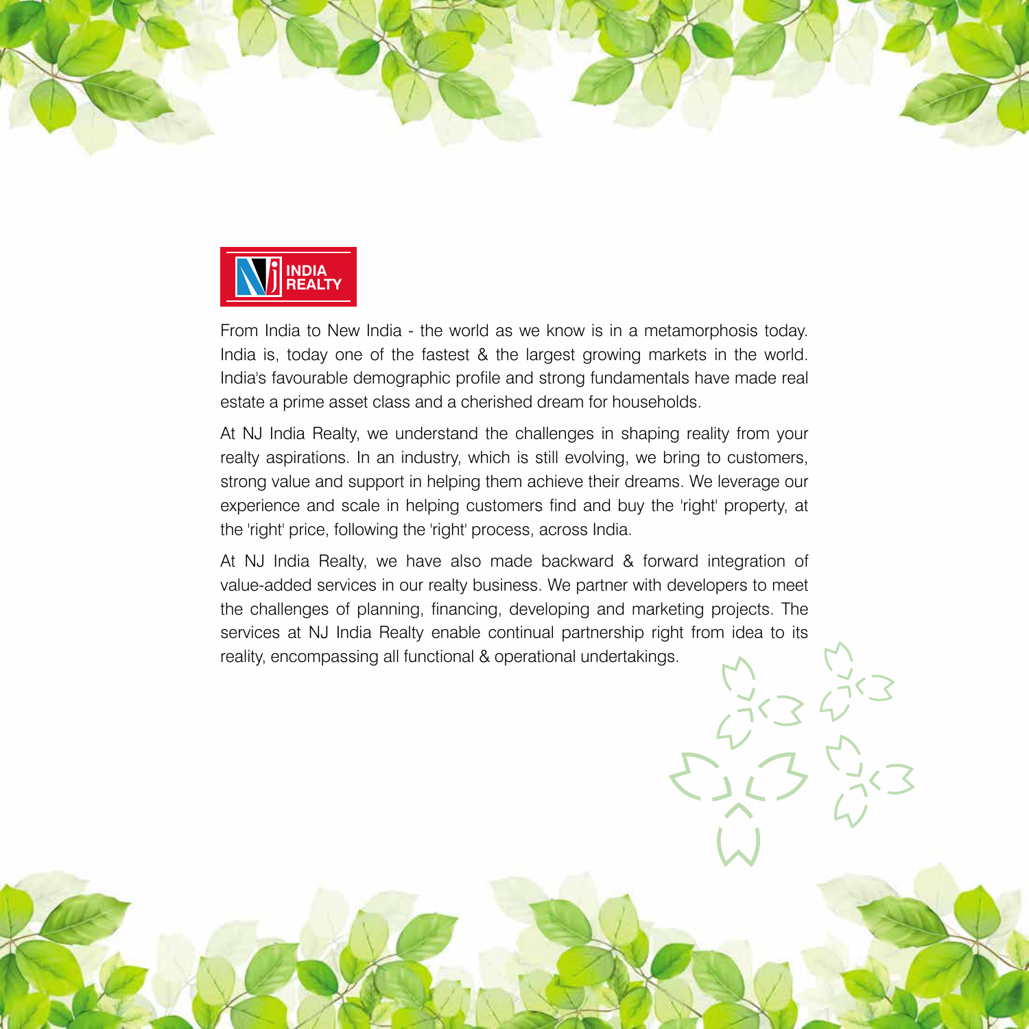NJ INDIA REALTY

From India to New India - the world as we know is in a metamorphosis today. India is, today one of the fastest & the largest growing markets in the world. India's favourable demographic profile and strong fundamentals have made real estate a prime asset class and a cherished dream for households.

At NJ India Realty, we understand the challenges in shaping reality from your realty aspirations. In an industry, which is still evolving, we bring to customers, strong value and support in helping them achieve their dreams. We leverage our experience and scale in helping customers find and buy the 'right' property, at the 'right' price, following the 'right' process, across India.

At NJ India Realty, we have also made backward & forward integration of value-added services in our realty business. We partner with developers to meet the challenges of planning, financing, developing and marketing projects. The services at NJ India Realty enable continual partnership right from idea to its reality, encompassing all functional & operational undertakings.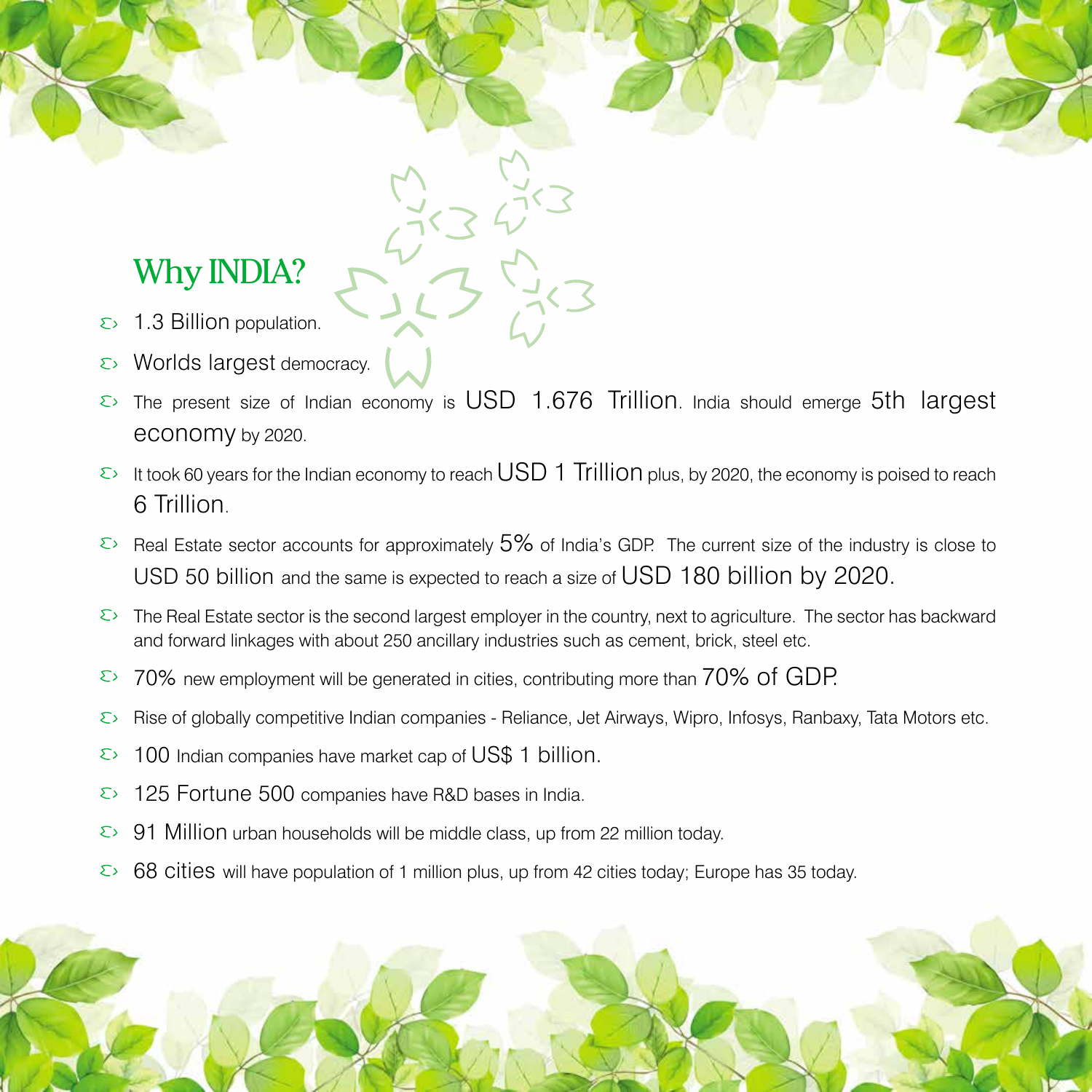## Why INDIA?

- 1.3 Billion population.
- Worlds largest democracy.
- The present size of Indian economy is USD 1.676 Trillion. India should emerge 5th largest economy by 2020.
- It took 60 years for the Indian economy to reach USD 1 Trillion plus, by 2020, the economy is poised to reach 6 Trillion.
- Real Estate sector accounts for approximately 5% of India's GDP. The current size of the industry is close to USD 50 billion and the same is expected to reach a size of USD 180 billion by 2020.
- The Real Estate sector is the second largest employer in the country, next to agriculture. The sector has backward and forward linkages with about 250 ancillary industries such as cement, brick, steel etc.
- 70% new employment will be generated in cities, contributing more than 70% of GDP.
- Rise of globally competitive Indian companies - Reliance, Jet Airways, Wipro, Infosys, Ranbaxy, Tata Motors etc.
- 100 Indian companies have market cap of US$ 1 billion.
- 125 Fortune 500 companies have R&D bases in India.
- 91 Million urban households will be middle class, up from 22 million today.
- 68 cities will have population of 1 million plus, up from 42 cities today; Europe has 35 today.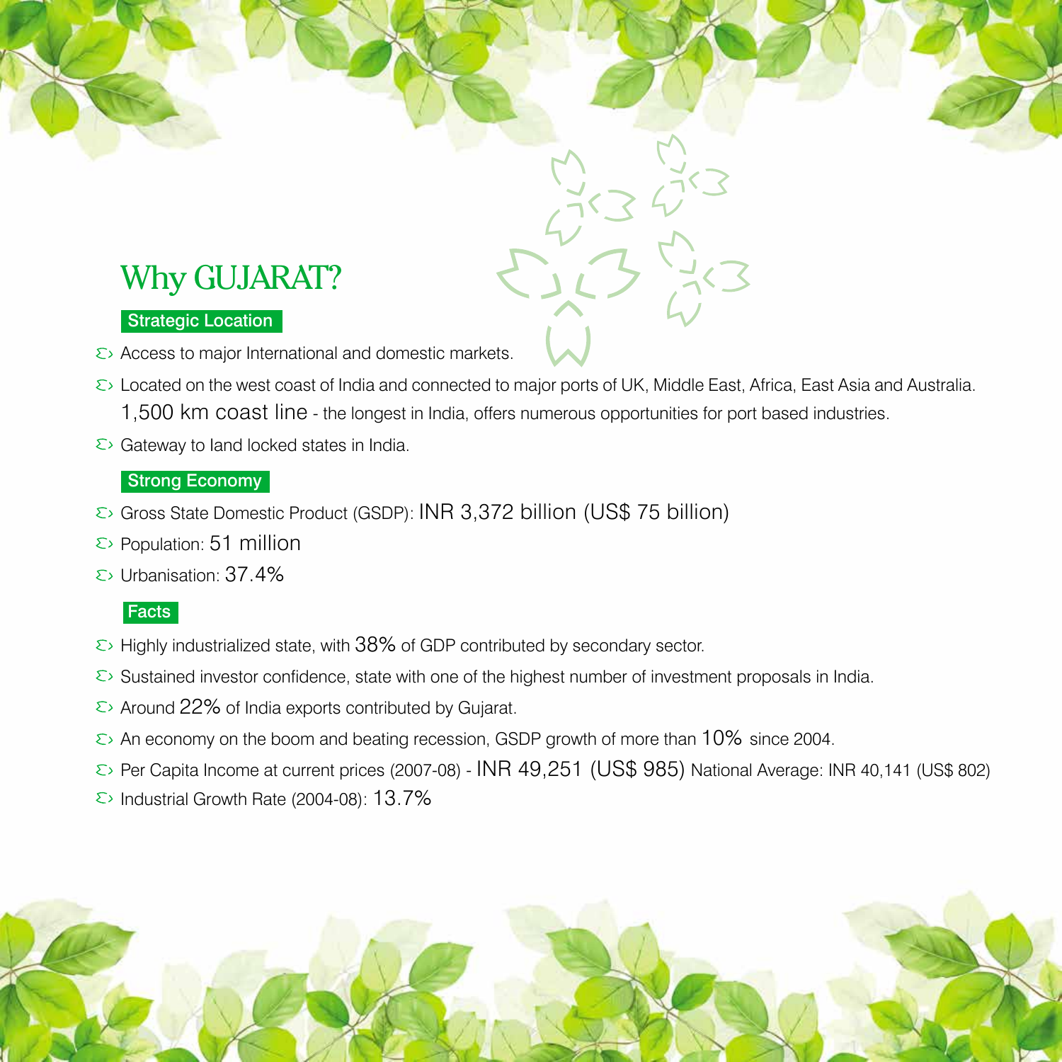# Why GUJARAT?

## Strategic Location

- Access to major International and domestic markets.
- Located on the west coast of India and connected to major ports of UK, Middle East, Africa, East Asia and Australia. 1,500 km coast line - the longest in India, offers numerous opportunities for port based industries.
- Gateway to land locked states in India.

## Strong Economy

- Gross State Domestic Product (GSDP): INR 3,372 billion (US$ 75 billion)
- Population: 51 million
- Urbanisation: 37.4%

## Facts

- Highly industrialized state, with 38% of GDP contributed by secondary sector.
- Sustained investor confidence, state with one of the highest number of investment proposals in India.
- Around 22% of India exports contributed by Gujarat.
- An economy on the boom and beating recession, GSDP growth of more than 10% since 2004.
- Per Capita Income at current prices (2007-08) - INR 49,251 (US$ 985) National Average: INR 40,141 (US$ 802)
- Industrial Growth Rate (2004-08): 13.7%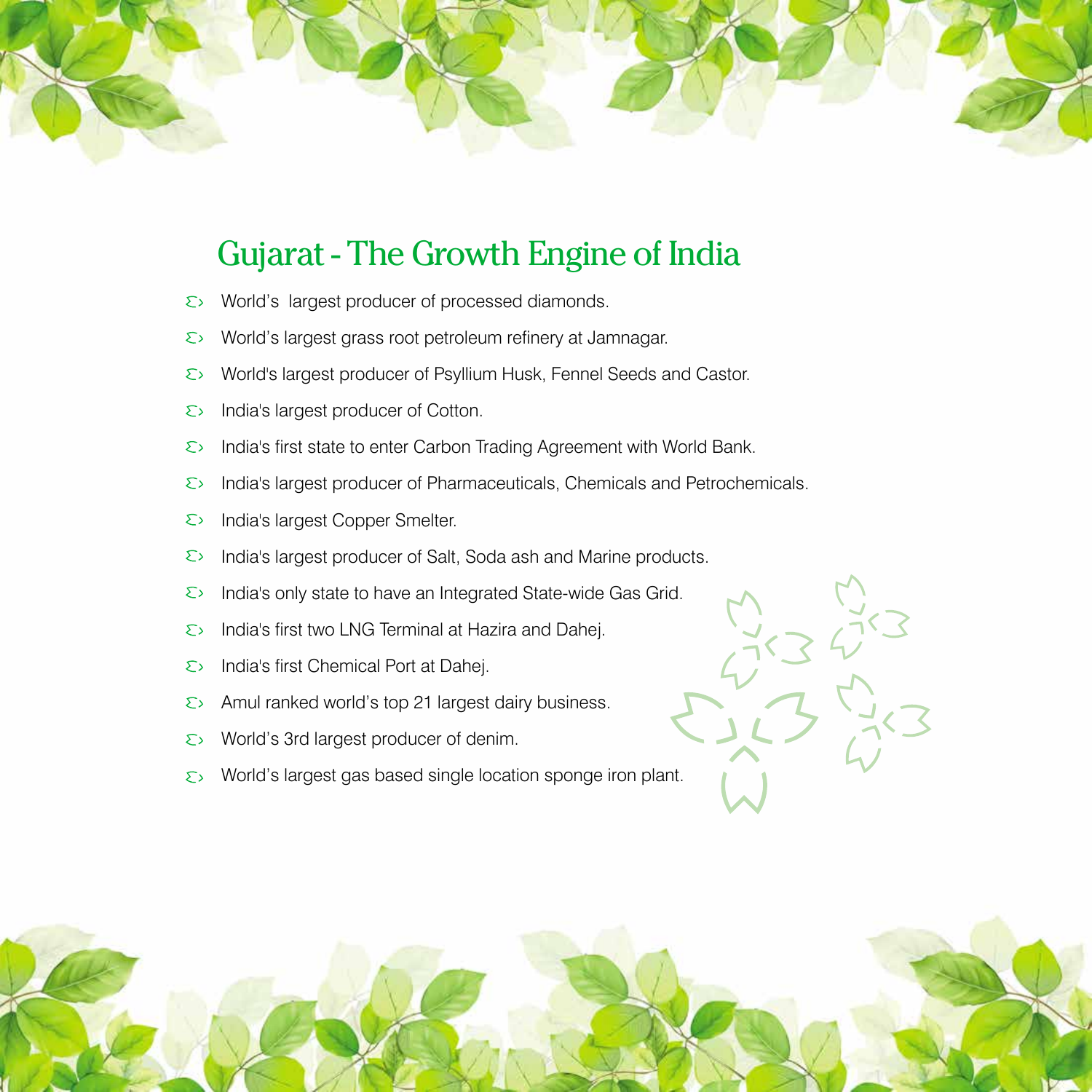# Gujarat - The Growth Engine of India

- World's largest producer of processed diamonds.
- World's largest grass root petroleum refinery at Jamnagar.
- World's largest producer of Psyllium Husk, Fennel Seeds and Castor.
- India's largest producer of Cotton.
- India's first state to enter Carbon Trading Agreement with World Bank.
- India's largest producer of Pharmaceuticals, Chemicals and Petrochemicals.
- India's largest Copper Smelter.
- India's largest producer of Salt, Soda ash and Marine products.
- India's only state to have an Integrated State-wide Gas Grid.
- India's first two LNG Terminal at Hazira and Dahej.
- India's first Chemical Port at Dahej.
- Amul ranked world's top 21 largest dairy business.
- World's 3rd largest producer of denim.
- World's largest gas based single location sponge iron plant.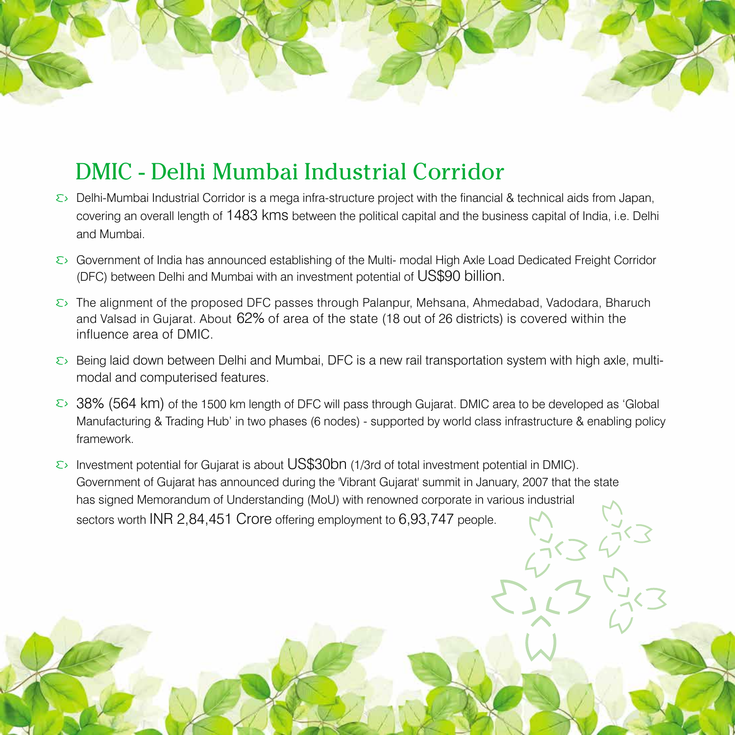# DMIC - Delhi Mumbai Industrial Corridor

- Delhi-Mumbai Industrial Corridor is a mega infra-structure project with the financial & technical aids from Japan, covering an overall length of 1483 kms between the political capital and the business capital of India, i.e. Delhi and Mumbai.
- Government of India has announced establishing of the Multi- modal High Axle Load Dedicated Freight Corridor (DFC) between Delhi and Mumbai with an investment potential of US$90 billion.
- The alignment of the proposed DFC passes through Palanpur, Mehsana, Ahmedabad, Vadodara, Bharuch and Valsad in Gujarat. About 62% of area of the state (18 out of 26 districts) is covered within the influence area of DMIC.
- Being laid down between Delhi and Mumbai, DFC is a new rail transportation system with high axle, multi-modal and computerised features.
- 38% (564 km) of the 1500 km length of DFC will pass through Gujarat. DMIC area to be developed as 'Global Manufacturing & Trading Hub' in two phases (6 nodes) - supported by world class infrastructure & enabling policy framework.
- Investment potential for Gujarat is about US$30bn (1/3rd of total investment potential in DMIC). Government of Gujarat has announced during the 'Vibrant Gujarat' summit in January, 2007 that the state has signed Memorandum of Understanding (MoU) with renowned corporate in various industrial sectors worth INR 2,84,451 Crore offering employment to 6,93,747 people.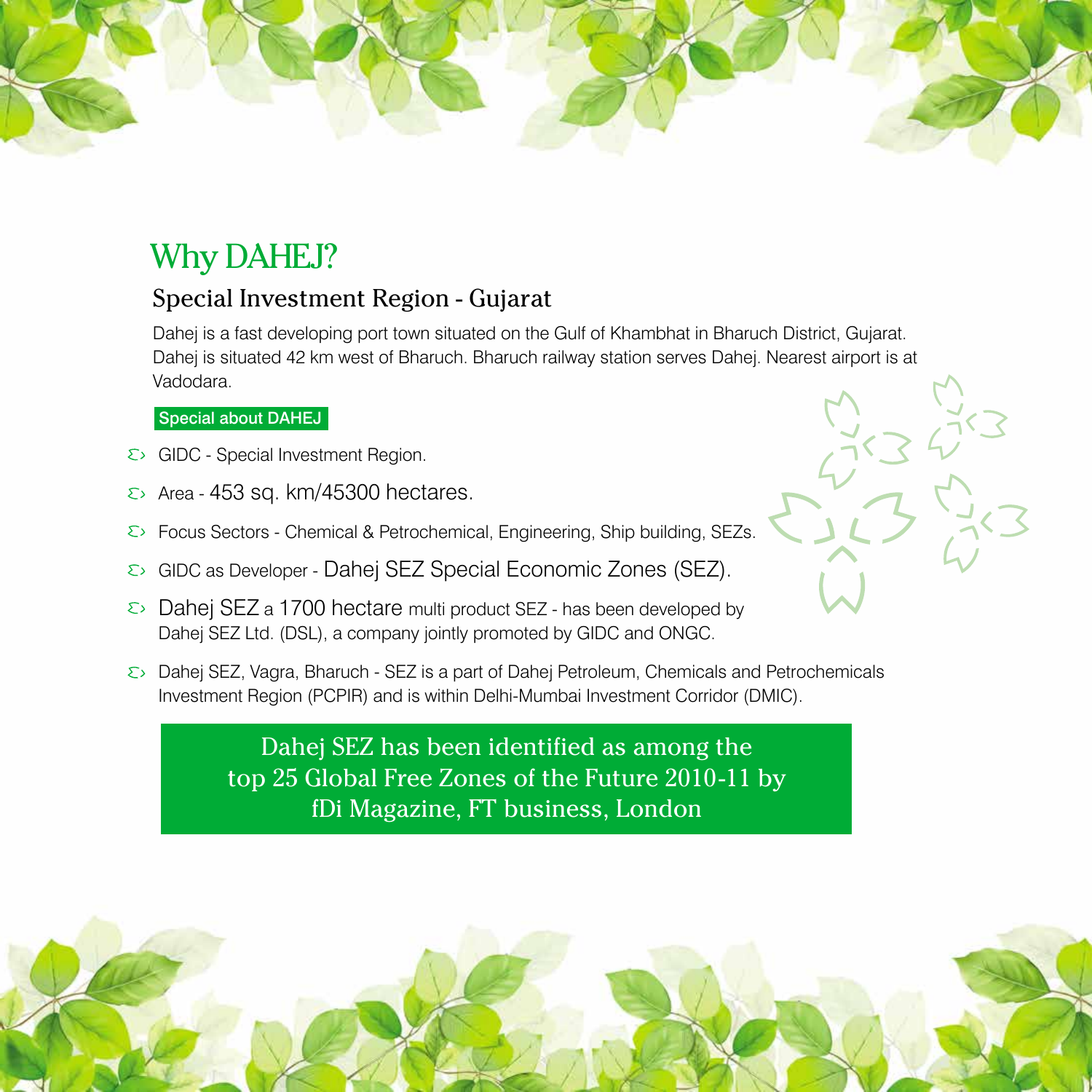# Why DAHEJ?

## Special Investment Region - Gujarat

Dahej is a fast developing port town situated on the Gulf of Khambhat in Bharuch District, Gujarat. Dahej is situated 42 km west of Bharuch. Bharuch railway station serves Dahej. Nearest airport is at Vadodara.

**Special about DAHEJ**

- GIDC - Special Investment Region.
- Area - 453 sq. km/45300 hectares.
- Focus Sectors - Chemical & Petrochemical, Engineering, Ship building, SEZs.
- GIDC as Developer - Dahej SEZ Special Economic Zones (SEZ).
- Dahej SEZ a 1700 hectare multi product SEZ - has been developed by Dahej SEZ Ltd. (DSL), a company jointly promoted by GIDC and ONGC.
- Dahej SEZ, Vagra, Bharuch - SEZ is a part of Dahej Petroleum, Chemicals and Petrochemicals Investment Region (PCPIR) and is within Delhi-Mumbai Investment Corridor (DMIC).

**Dahej SEZ has been identified as among the top 25 Global Free Zones of the Future 2010-11 by fDi Magazine, FT business, London**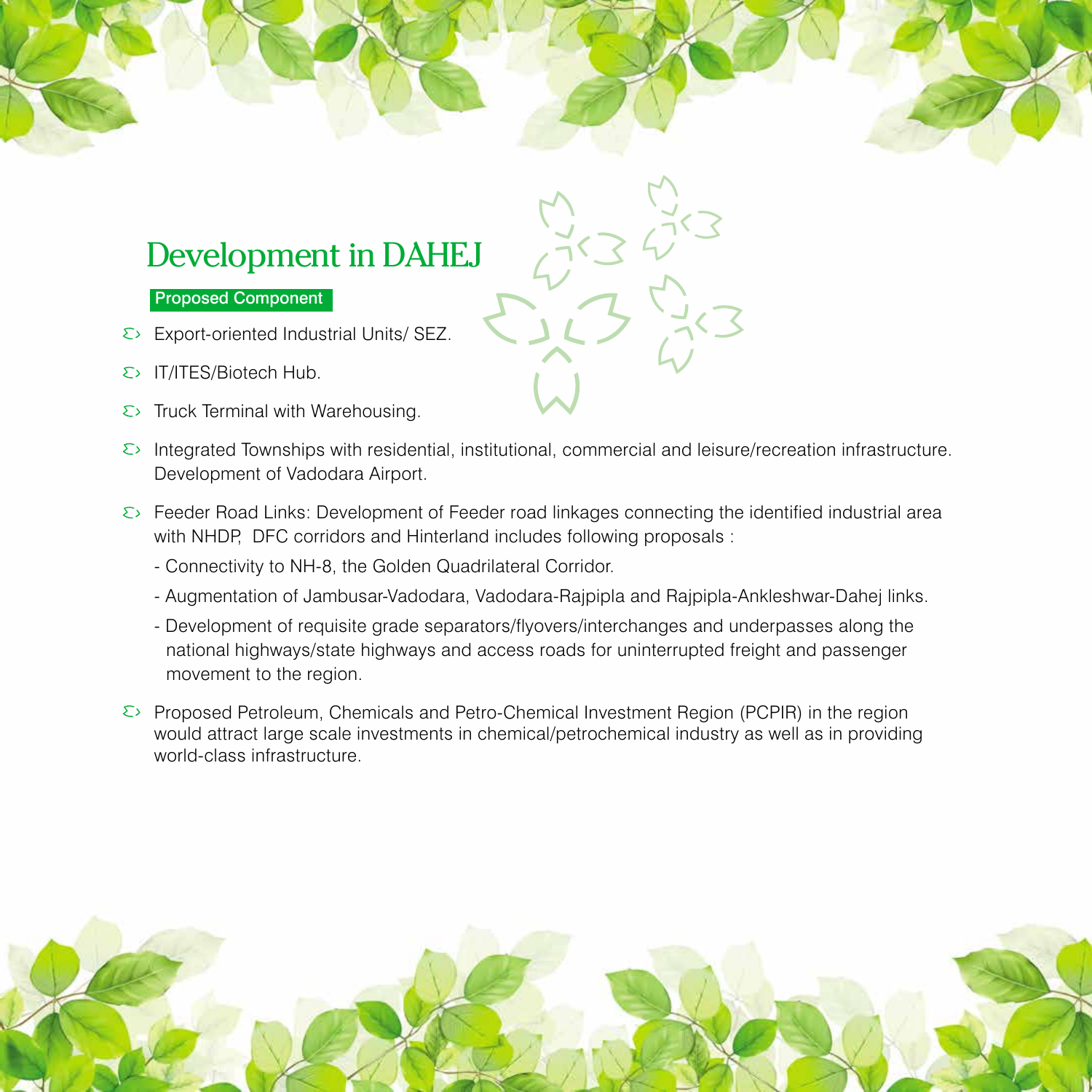# Development in DAHEJ

**Proposed Component**

- Export-oriented Industrial Units/ SEZ.
- IT/ITES/Biotech Hub.
- Truck Terminal with Warehousing.
- Integrated Townships with residential, institutional, commercial and leisure/recreation infrastructure. Development of Vadodara Airport.
- Feeder Road Links: Development of Feeder road linkages connecting the identified industrial area with NHDP, DFC corridors and Hinterland includes following proposals :
  - Connectivity to NH-8, the Golden Quadrilateral Corridor.
  - Augmentation of Jambusar-Vadodara, Vadodara-Rajpipla and Rajpipla-Ankleshwar-Dahej links.
  - Development of requisite grade separators/flyovers/interchanges and underpasses along the national highways/state highways and access roads for uninterrupted freight and passenger movement to the region.
- Proposed Petroleum, Chemicals and Petro-Chemical Investment Region (PCPIR) in the region would attract large scale investments in chemical/petrochemical industry as well as in providing world-class infrastructure.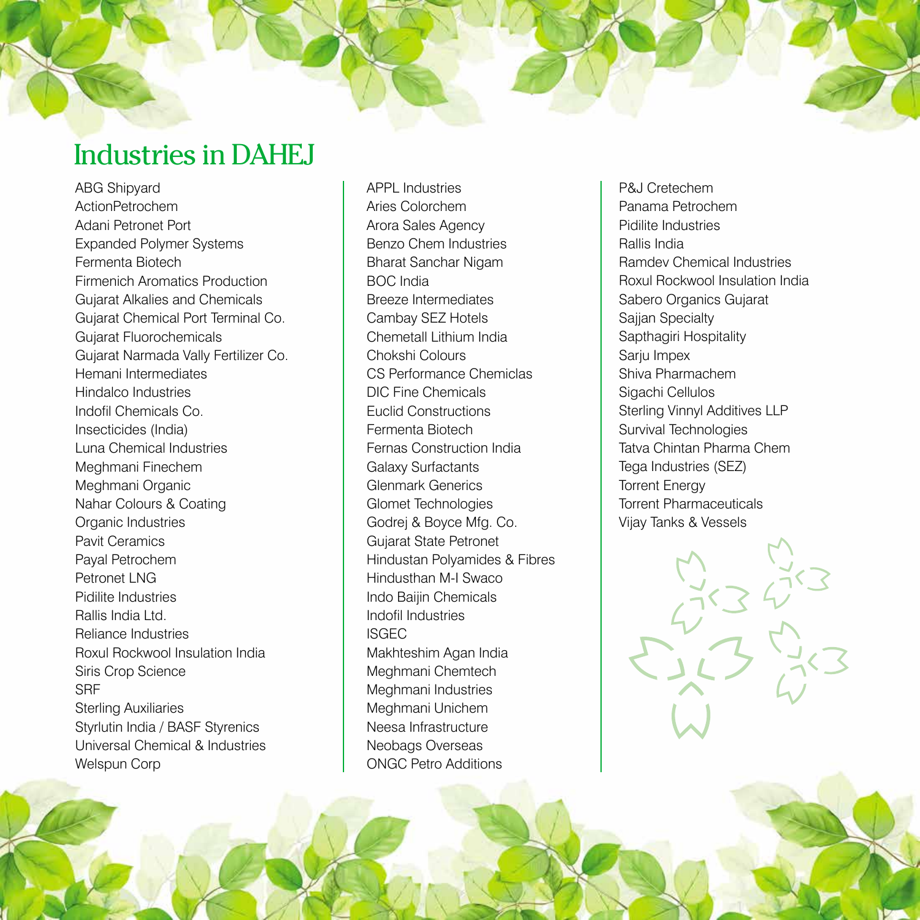# Industries in DAHEJ

ABG Shipyard
ActionPetrochem
Adani Petronet Port
Expanded Polymer Systems
Fermenta Biotech
Firmenich Aromatics Production
Gujarat Alkalies and Chemicals
Gujarat Chemical Port Terminal Co.
Gujarat Fluorochemicals
Gujarat Narmada Vally Fertilizer Co.
Hemani Intermediates
Hindalco Industries
Indofil Chemicals Co.
Insecticides (India)
Luna Chemical Industries
Meghmani Finechem
Meghmani Organic
Nahar Colours & Coating
Organic Industries
Pavit Ceramics
Payal Petrochem
Petronet LNG
Pidilite Industries
Rallis India Ltd.
Reliance Industries
Roxul Rockwool Insulation India
Siris Crop Science
SRF
Sterling Auxiliaries
Styrlutin India / BASF Styrenics
Universal Chemical & Industries
Welspun Corp

APPL Industries
Aries Colorchem
Arora Sales Agency
Benzo Chem Industries
Bharat Sanchar Nigam
BOC India
Breeze Intermediates
Cambay SEZ Hotels
Chemetall Lithium India
Chokshi Colours
CS Performance Chemiclas
DIC Fine Chemicals
Euclid Constructions
Fermenta Biotech
Fernas Construction India
Galaxy Surfactants
Glenmark Generics
Glomet Technologies
Godrej & Boyce Mfg. Co.
Gujarat State Petronet
Hindustan Polyamides & Fibres
Hindusthan M-I Swaco
Indo Baijin Chemicals
Indofil Industries
ISGEC
Makhteshim Agan India
Meghmani Chemtech
Meghmani Industries
Meghmani Unichem
Neesa Infrastructure
Neobags Overseas
ONGC Petro Additions

P&J Cretechem
Panama Petrochem
Pidilite Industries
Rallis India
Ramdev Chemical Industries
Roxul Rockwool Insulation India
Sabero Organics Gujarat
Sajjan Specialty
Sapthagiri Hospitality
Sarju Impex
Shiva Pharmachem
Sigachi Cellulos
Sterling Vinnyl Additives LLP
Survival Technologies
Tatva Chintan Pharma Chem
Tega Industries (SEZ)
Torrent Energy
Torrent Pharmaceuticals
Vijay Tanks & Vessels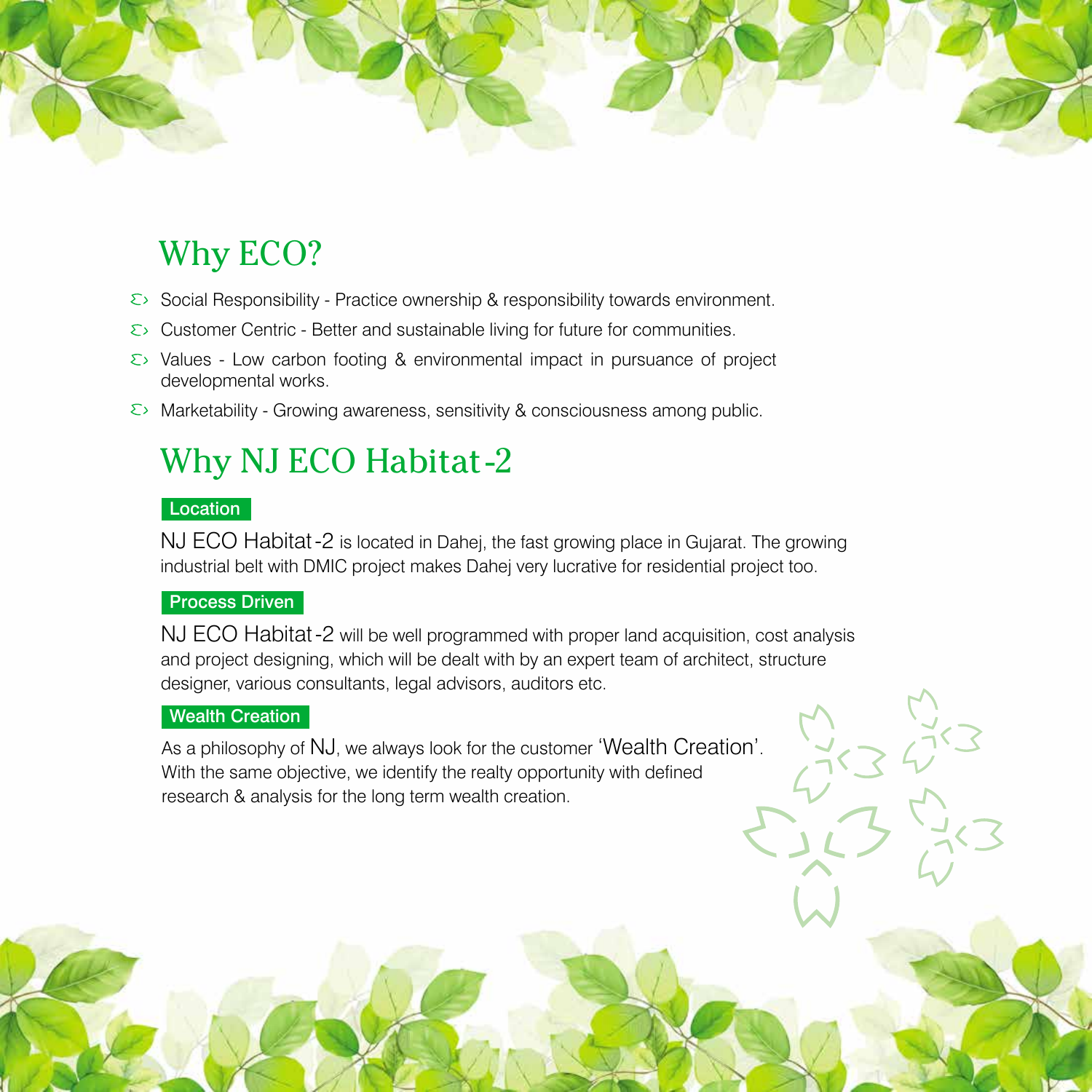## Why ECO?

- Social Responsibility - Practice ownership & responsibility towards environment.
- Customer Centric - Better and sustainable living for future for communities.
- Values - Low carbon footing & environmental impact in pursuance of project developmental works.
- Marketability - Growing awareness, sensitivity & consciousness among public.

## Why NJ ECO Habitat-2

### Location

NJ ECO Habitat-2 is located in Dahej, the fast growing place in Gujarat. The growing industrial belt with DMIC project makes Dahej very lucrative for residential project too.

### Process Driven

NJ ECO Habitat-2 will be well programmed with proper land acquisition, cost analysis and project designing, which will be dealt with by an expert team of architect, structure designer, various consultants, legal advisors, auditors etc.

### Wealth Creation

As a philosophy of NJ, we always look for the customer 'Wealth Creation'. With the same objective, we identify the realty opportunity with defined research & analysis for the long term wealth creation.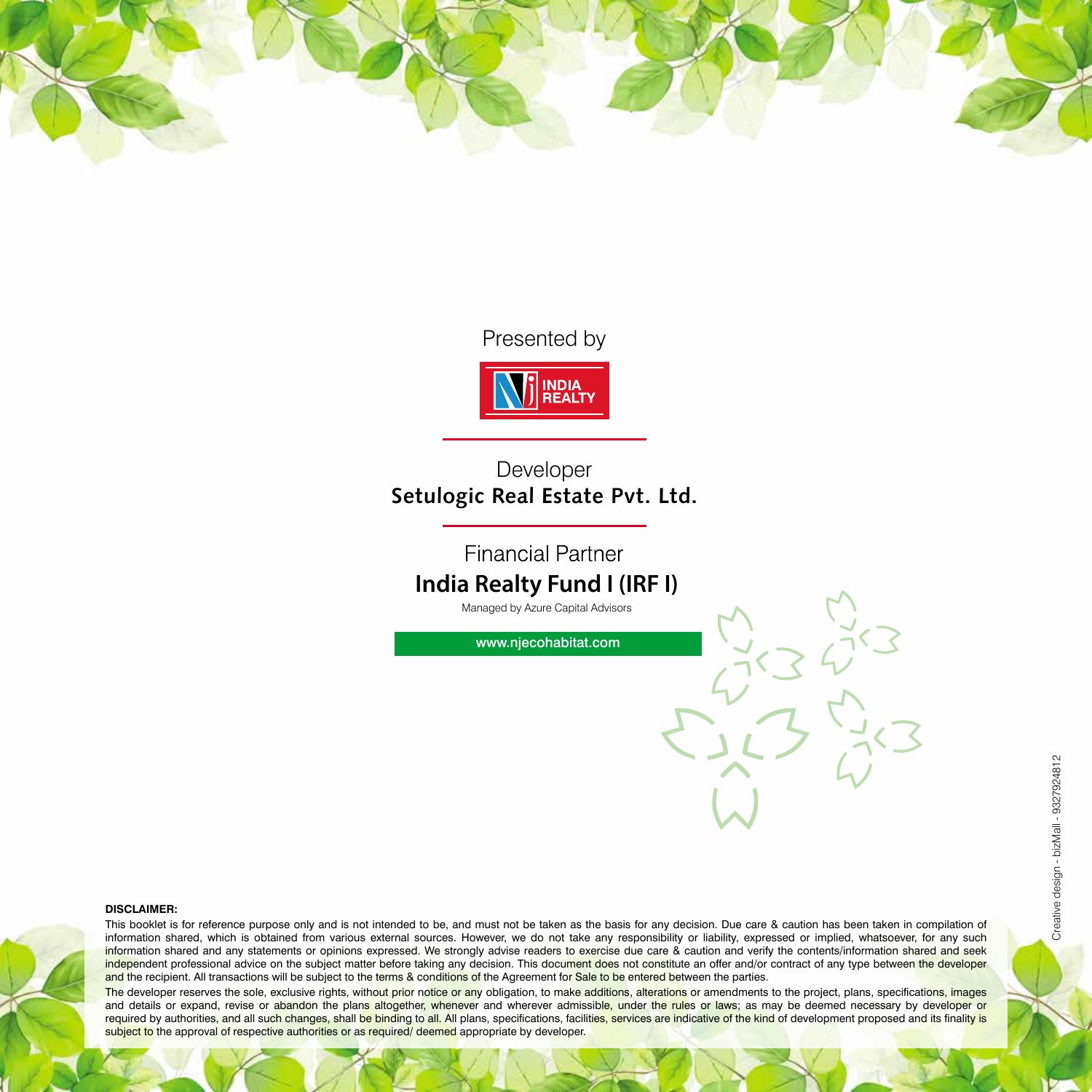Presented by

INDIA REALTY

Developer

**Setulogic Real Estate Pvt. Ltd.**

Financial Partner

**India Realty Fund I (IRF I)**

Managed by Azure Capital Advisors

www.njecohabitat.com

Creative design - bizMall - 9327924812

**DISCLAIMER:**

This booklet is for reference purpose only and is not intended to be, and must not be taken as the basis for any decision. Due care & caution has been taken in compilation of information shared, which is obtained from various external sources. However, we do not take any responsibility or liability, expressed or implied, whatsoever, for any such information shared and any statements or opinions expressed. We strongly advise readers to exercise due care & caution and verify the contents/information shared and seek independent professional advice on the subject matter before taking any decision. This document does not constitute an offer and/or contract of any type between the developer and the recipient. All transactions will be subject to the terms & conditions of the Agreement for Sale to be entered between the parties.

The developer reserves the sole, exclusive rights, without prior notice or any obligation, to make additions, alterations or amendments to the project, plans, specifications, images and details or expand, revise or abandon the plans altogether, whenever and wherever admissible, under the rules or laws; as may be deemed necessary by developer or required by authorities, and all such changes, shall be binding to all. All plans, specifications, facilities, services are indicative of the kind of development proposed and its finality is subject to the approval of respective authorities or as required/ deemed appropriate by developer.